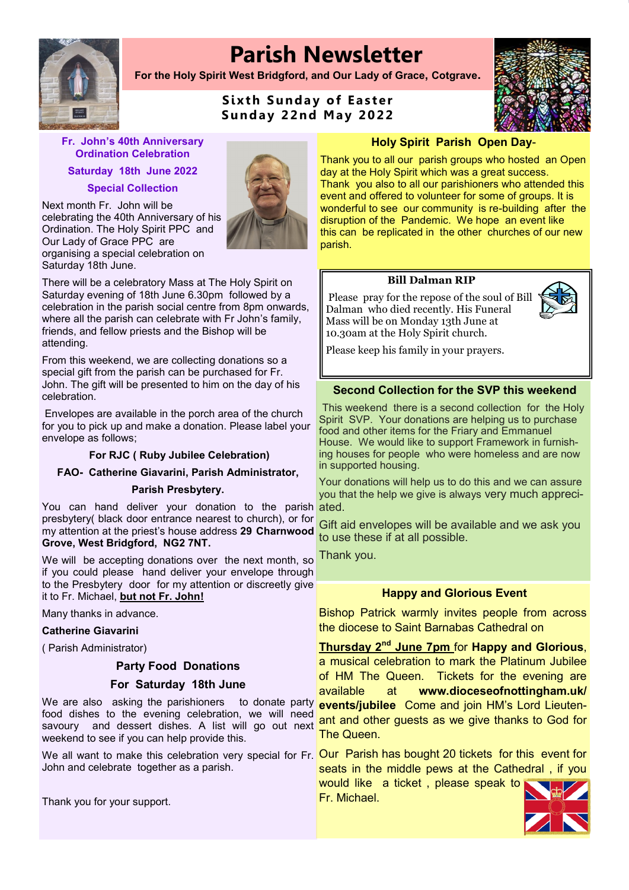# Parish Newsletter

**For the Holy Spirit West Bridgford, and Our Lady of Grace, Cotgrave.**

**Sixth Sunday of Easter**
**Sunday 22nd May 2022**

## Fr. John's 40th Anniversary Ordination Celebration

**Saturday 18th June 2022**

**Special Collection**

Next month Fr. John will be celebrating the 40th Anniversary of his Ordination. The Holy Spirit PPC and Our Lady of Grace PPC are organising a special celebration on Saturday 18th June.

There will be a celebratory Mass at The Holy Spirit on Saturday evening of 18th June 6.30pm followed by a celebration in the parish social centre from 8pm onwards, where all the parish can celebrate with Fr John's family, friends, and fellow priests and the Bishop will be attending.

From this weekend, we are collecting donations so a special gift from the parish can be purchased for Fr. John. The gift will be presented to him on the day of his celebration.

Envelopes are available in the porch area of the church for you to pick up and make a donation. Please label your envelope as follows;

**For RJC ( Ruby Jubilee Celebration)**

**FAO- Catherine Giavarini, Parish Administrator,**

**Parish Presbytery.**

You can hand deliver your donation to the parish presbytery( black door entrance nearest to church), or for my attention at the priest's house address **29 Charnwood Grove, West Bridgford, NG2 7NT.**

We will be accepting donations over the next month, so if you could please hand deliver your envelope through to the Presbytery door for my attention or discreetly give it to Fr. Michael, **but not Fr. John!**

Many thanks in advance.

**Catherine Giavarini**

( Parish Administrator)

### Party Food Donations

### For Saturday 18th June

We are also asking the parishioners to donate party food dishes to the evening celebration, we will need savoury and dessert dishes. A list will go out next weekend to see if you can help provide this.

We all want to make this celebration very special for Fr. John and celebrate together as a parish.

Thank you for your support.

## Holy Spirit Parish Open Day-

Thank you to all our parish groups who hosted an Open day at the Holy Spirit which was a great success. Thank you also to all our parishioners who attended this event and offered to volunteer for some of groups. It is wonderful to see our community is re-building after the disruption of the Pandemic. We hope an event like this can be replicated in the other churches of our new parish.

## Bill Dalman RIP

Please pray for the repose of the soul of Bill Dalman who died recently. His Funeral Mass will be on Monday 13th June at 10.30am at the Holy Spirit church.

Please keep his family in your prayers.

## Second Collection for the SVP this weekend

This weekend there is a second collection for the Holy Spirit SVP. Your donations are helping us to purchase food and other items for the Friary and Emmanuel House. We would like to support Framework in furnishing houses for people who were homeless and are now in supported housing.

Your donations will help us to do this and we can assure you that the help we give is always very much appreciated.

Gift aid envelopes will be available and we ask you to use these if at all possible.

Thank you.

## Happy and Glorious Event

Bishop Patrick warmly invites people from across the diocese to Saint Barnabas Cathedral on

**Thursday 2nd June 7pm** for **Happy and Glorious**, a musical celebration to mark the Platinum Jubilee of HM The Queen. Tickets for the evening are available at **www.dioceseofnottingham.uk/events/jubilee** Come and join HM's Lord Lieutenant and other guests as we give thanks to God for The Queen.

Our Parish has bought 20 tickets for this event for seats in the middle pews at the Cathedral , if you would like a ticket , please speak to Fr. Michael.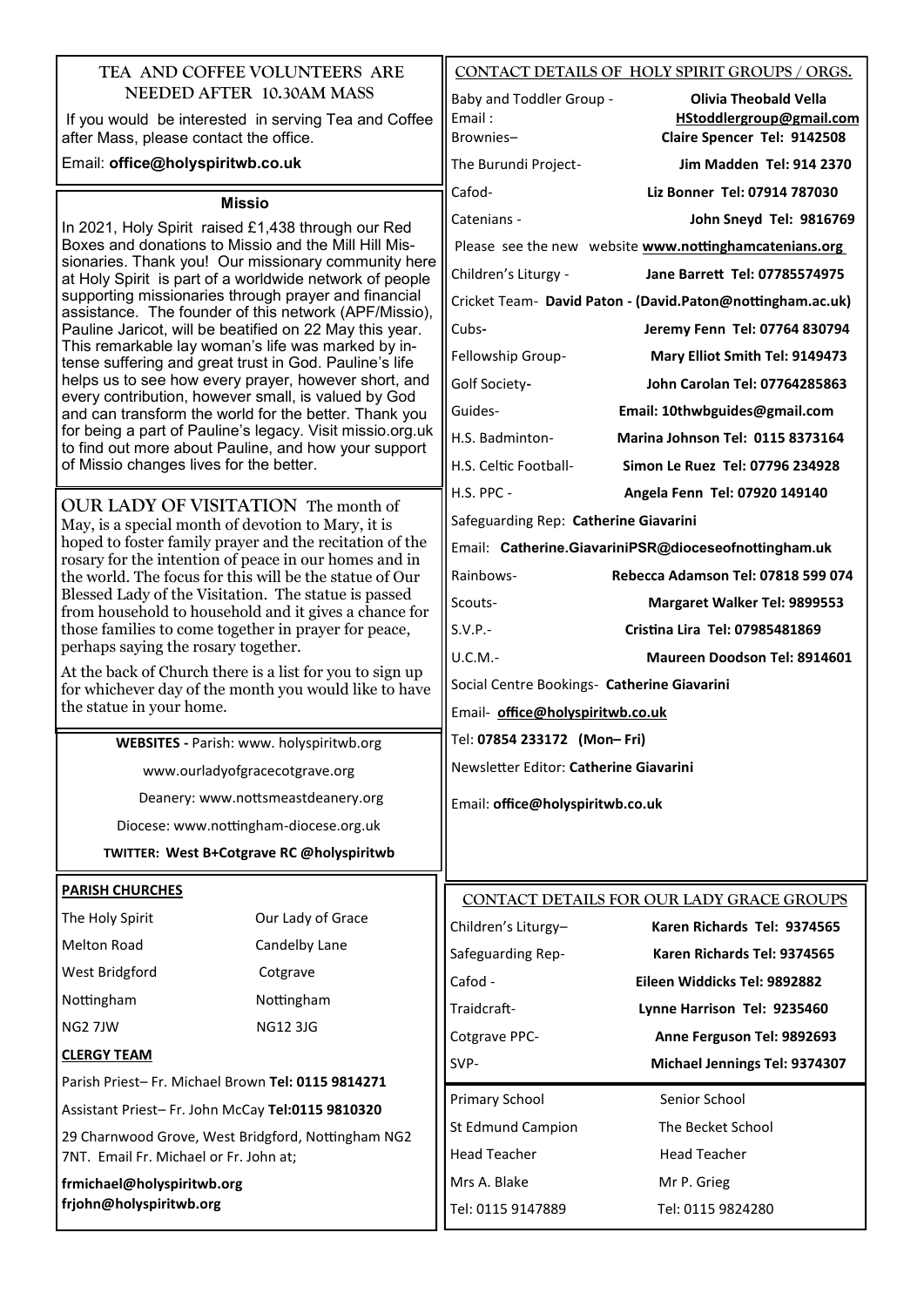## TEA AND COFFEE VOLUNTEERS ARE NEEDED AFTER 10.30AM MASS

If you would be interested in serving Tea and Coffee after Mass, please contact the office.

Email: **office@holyspiritwb.co.uk**

### Missio

In 2021, Holy Spirit raised £1,438 through our Red Boxes and donations to Missio and the Mill Hill Missionaries. Thank you! Our missionary community here at Holy Spirit is part of a worldwide network of people supporting missionaries through prayer and financial assistance. The founder of this network (APF/Missio), Pauline Jaricot, will be beatified on 22 May this year. This remarkable lay woman's life was marked by intense suffering and great trust in God. Pauline's life helps us to see how every prayer, however short, and every contribution, however small, is valued by God and can transform the world for the better. Thank you for being a part of Pauline's legacy. Visit missio.org.uk to find out more about Pauline, and how your support of Missio changes lives for the better.

**OUR LADY OF VISITATION** The month of May, is a special month of devotion to Mary, it is hoped to foster family prayer and the recitation of the rosary for the intention of peace in our homes and in the world. The focus for this will be the statue of Our Blessed Lady of the Visitation. The statue is passed from household to household and it gives a chance for those families to come together in prayer for peace, perhaps saying the rosary together.

At the back of Church there is a list for you to sign up for whichever day of the month you would like to have the statue in your home.

**WEBSITES -** Parish: www. holyspiritwb.org

www.ourladyofgracecotgrave.org

Deanery: www.nottsmeastdeanery.org

Diocese: www.nottingham-diocese.org.uk

**TWITTER: West B+Cotgrave RC @holyspiritwb**

### PARISH CHURCHES

| The Holy Spirit | Our Lady of Grace |
|---|---|
| Melton Road | Candelby Lane |
| West Bridgford | Cotgrave |
| Nottingham | Nottingham |
| NG2 7JW | NG12 3JG |

### CLERGY TEAM

Parish Priest– Fr. Michael Brown **Tel: 0115 9814271**

Assistant Priest– Fr. John McCay **Tel:0115 9810320**

29 Charnwood Grove, West Bridgford, Nottingham NG2 7NT. Email Fr. Michael or Fr. John at;

**frmichael@holyspiritwb.org**
**frjohn@holyspiritwb.org**

## CONTACT DETAILS OF HOLY SPIRIT GROUPS / ORGS.

Baby and Toddler Group - **Olivia Theobald Vella**
Email : **HStoddlergroup@gmail.com**

Brownies– **Claire Spencer Tel: 9142508**

The Burundi Project- **Jim Madden Tel: 914 2370**

Cafod- **Liz Bonner Tel: 07914 787030**

Catenians - **John Sneyd Tel: 9816769**

Please see the new website **www.nottinghamcatenians.org**

Children's Liturgy - **Jane Barrett Tel: 07785574975**

Cricket Team- **David Paton - (David.Paton@nottingham.ac.uk)**

Cubs- **Jeremy Fenn Tel: 07764 830794**

Fellowship Group- **Mary Elliot Smith Tel: 9149473**

Golf Society- **John Carolan Tel: 07764285863**

Guides- **Email: 10thwbguides@gmail.com**

H.S. Badminton- **Marina Johnson Tel: 0115 8373164**

H.S. Celtic Football- **Simon Le Ruez Tel: 07796 234928**

H.S. PPC - **Angela Fenn Tel: 07920 149140**

Safeguarding Rep: **Catherine Giavarini**

Email: **Catherine.GiavariniPSR@dioceseofnottingham.uk**

Rainbows- **Rebecca Adamson Tel: 07818 599 074**

Scouts- **Margaret Walker Tel: 9899553**

S.V.P.- **Cristina Lira Tel: 07985481869**

U.C.M.- **Maureen Doodson Tel: 8914601**

Social Centre Bookings- **Catherine Giavarini**

Email- **office@holyspiritwb.co.uk**

Tel: **07854 233172 (Mon– Fri)**

Newsletter Editor: **Catherine Giavarini**

Email: **office@holyspiritwb.co.uk**

## CONTACT DETAILS FOR OUR LADY GRACE GROUPS

Children's Liturgy– **Karen Richards Tel: 9374565**

Safeguarding Rep- **Karen Richards Tel: 9374565**

Cafod - **Eileen Widdicks Tel: 9892882**

Traidcraft- **Lynne Harrison Tel: 9235460**

Cotgrave PPC- **Anne Ferguson Tel: 9892693**

SVP- **Michael Jennings Tel: 9374307**

| Primary School | Senior School |
|---|---|
| St Edmund Campion | The Becket School |
| Head Teacher | Head Teacher |
| Mrs A. Blake | Mr P. Grieg |
| Tel: 0115 9147889 | Tel: 0115 9824280 |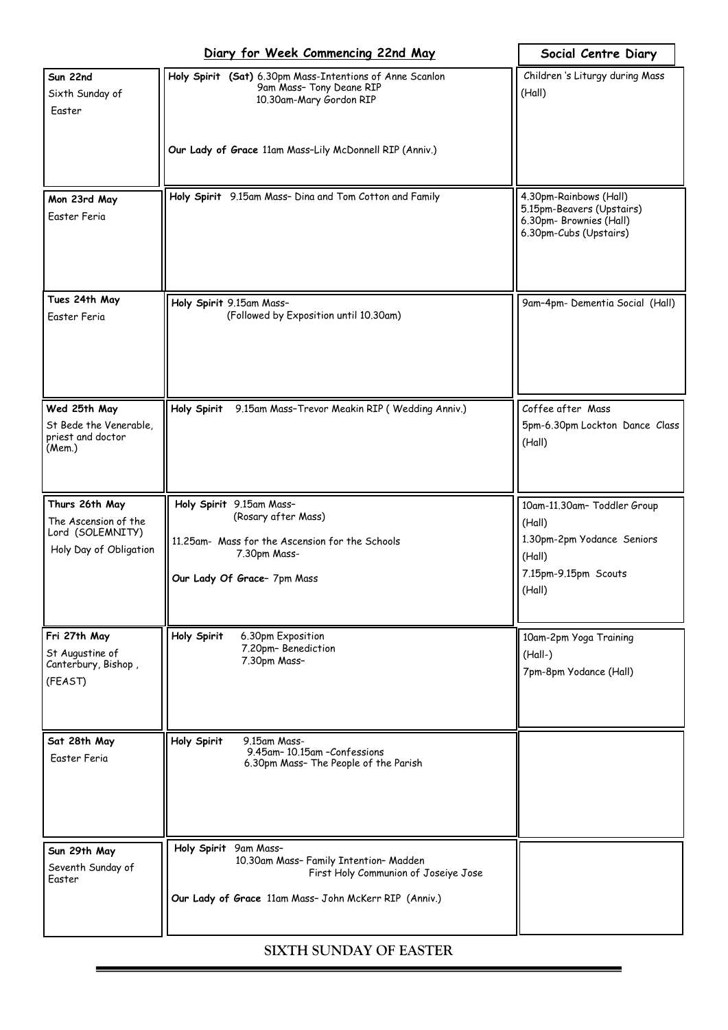| Diary for Week Commencing 22nd May | | Social Centre Diary |
|---|---|---|
| **Sun 22nd**<br>Sixth Sunday of Easter | **Holy Spirit (Sat)** 6.30pm Mass-Intentions of Anne Scanlon<br>9am Mass– Tony Deane RIP<br>10.30am-Mary Gordon RIP<br><br>**Our Lady of Grace** 11am Mass–Lily McDonnell RIP (Anniv.) | Children 's Liturgy during Mass (Hall) |
| **Mon 23rd May**<br>Easter Feria | **Holy Spirit** 9.15am Mass– Dina and Tom Cotton and Family | 4.30pm-Rainbows (Hall)<br>5.15pm-Beavers (Upstairs)<br>6.30pm- Brownies (Hall)<br>6.30pm-Cubs (Upstairs) |
| **Tues 24th May**<br>Easter Feria | **Holy Spirit** 9.15am Mass–<br>(Followed by Exposition until 10.30am) | 9am–4pm- Dementia Social (Hall) |
| **Wed 25th May**<br>St Bede the Venerable, priest and doctor (Mem.) | **Holy Spirit** 9.15am Mass–Trevor Meakin RIP ( Wedding Anniv.) | Coffee after Mass<br>5pm-6.30pm Lockton Dance Class (Hall) |
| **Thurs 26th May**<br>The Ascension of the Lord (SOLEMNITY)<br>Holy Day of Obligation | **Holy Spirit** 9.15am Mass–<br>(Rosary after Mass)<br>11.25am- Mass for the Ascension for the Schools<br>7.30pm Mass-<br><br>**Our Lady Of Grace**– 7pm Mass | 10am-11.30am– Toddler Group (Hall)<br>1.30pm-2pm Yodance Seniors (Hall)<br>7.15pm-9.15pm Scouts (Hall) |
| **Fri 27th May**<br>St Augustine of Canterbury, Bishop , (FEAST) | **Holy Spirit** 6.30pm Exposition<br>7.20pm– Benediction<br>7.30pm Mass– | 10am-2pm Yoga Training (Hall-)<br>7pm-8pm Yodance (Hall) |
| **Sat 28th May**<br>Easter Feria | **Holy Spirit** 9.15am Mass-<br>9.45am– 10.15am –Confessions<br>6.30pm Mass– The People of the Parish | |
| **Sun 29th May**<br>Seventh Sunday of Easter | **Holy Spirit** 9am Mass–<br>10.30am Mass– Family Intention– Madden<br>First Holy Communion of Joseiye Jose<br><br>**Our Lady of Grace** 11am Mass– John McKerr RIP (Anniv.) | |

SIXTH SUNDAY OF EASTER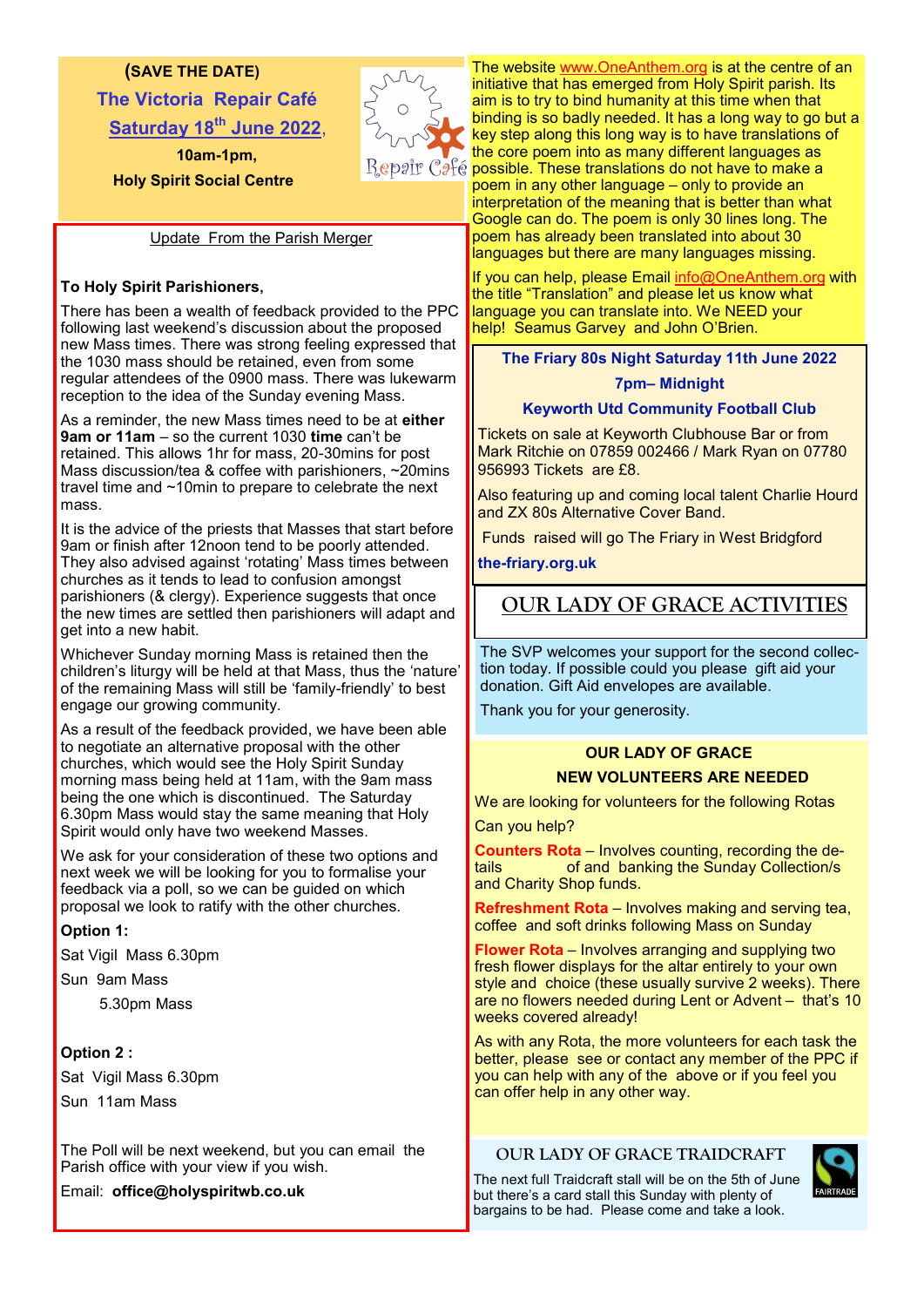**(SAVE THE DATE)**

**The Victoria Repair Café**

**Saturday 18th June 2022,**

**10am-1pm,**

**Holy Spirit Social Centre**

Update From the Parish Merger

**To Holy Spirit Parishioners,**

There has been a wealth of feedback provided to the PPC following last weekend's discussion about the proposed new Mass times. There was strong feeling expressed that the 1030 mass should be retained, even from some regular attendees of the 0900 mass. There was lukewarm reception to the idea of the Sunday evening Mass.

As a reminder, the new Mass times need to be at **either 9am or 11am** – so the current 1030 **time** can't be retained. This allows 1hr for mass, 20-30mins for post Mass discussion/tea & coffee with parishioners, ~20mins travel time and ~10min to prepare to celebrate the next mass.

It is the advice of the priests that Masses that start before 9am or finish after 12noon tend to be poorly attended. They also advised against 'rotating' Mass times between churches as it tends to lead to confusion amongst parishioners (& clergy). Experience suggests that once the new times are settled then parishioners will adapt and get into a new habit.

Whichever Sunday morning Mass is retained then the children's liturgy will be held at that Mass, thus the 'nature' of the remaining Mass will still be 'family-friendly' to best engage our growing community.

As a result of the feedback provided, we have been able to negotiate an alternative proposal with the other churches, which would see the Holy Spirit Sunday morning mass being held at 11am, with the 9am mass being the one which is discontinued. The Saturday 6.30pm Mass would stay the same meaning that Holy Spirit would only have two weekend Masses.

We ask for your consideration of these two options and next week we will be looking for you to formalise your feedback via a poll, so we can be guided on which proposal we look to ratify with the other churches.

**Option 1:**

Sat Vigil Mass 6.30pm

Sun 9am Mass

5.30pm Mass

**Option 2 :**

Sat Vigil Mass 6.30pm

Sun 11am Mass

The Poll will be next weekend, but you can email the Parish office with your view if you wish.

Email: **office@holyspiritwb.co.uk**

The website www.OneAnthem.org is at the centre of an initiative that has emerged from Holy Spirit parish. Its aim is to try to bind humanity at this time when that binding is so badly needed. It has a long way to go but a key step along this long way is to have translations of the core poem into as many different languages as possible. These translations do not have to make a poem in any other language – only to provide an interpretation of the meaning that is better than what Google can do. The poem is only 30 lines long. The poem has already been translated into about 30 languages but there are many languages missing.

If you can help, please Email info@OneAnthem.org with the title "Translation" and please let us know what language you can translate into. We NEED your help! Seamus Garvey and John O'Brien.

**The Friary 80s Night Saturday 11th June 2022**

**7pm– Midnight**

**Keyworth Utd Community Football Club**

Tickets on sale at Keyworth Clubhouse Bar or from Mark Ritchie on 07859 002466 / Mark Ryan on 07780 956993 Tickets are £8.

Also featuring up and coming local talent Charlie Hourd and ZX 80s Alternative Cover Band.

Funds raised will go The Friary in West Bridgford

**the-friary.org.uk**

## OUR LADY OF GRACE ACTIVITIES

The SVP welcomes your support for the second collection today. If possible could you please gift aid your donation. Gift Aid envelopes are available.

Thank you for your generosity.

**OUR LADY OF GRACE**

**NEW VOLUNTEERS ARE NEEDED**

We are looking for volunteers for the following Rotas

Can you help?

**Counters Rota** – Involves counting, recording the details of and banking the Sunday Collection/s and Charity Shop funds.

**Refreshment Rota** – Involves making and serving tea, coffee and soft drinks following Mass on Sunday

**Flower Rota** – Involves arranging and supplying two fresh flower displays for the altar entirely to your own style and choice (these usually survive 2 weeks). There are no flowers needed during Lent or Advent – that's 10 weeks covered already!

As with any Rota, the more volunteers for each task the better, please see or contact any member of the PPC if you can help with any of the above or if you feel you can offer help in any other way.

**OUR LADY OF GRACE TRAIDCRAFT**

The next full Traidcraft stall will be on the 5th of June but there's a card stall this Sunday with plenty of bargains to be had. Please come and take a look.